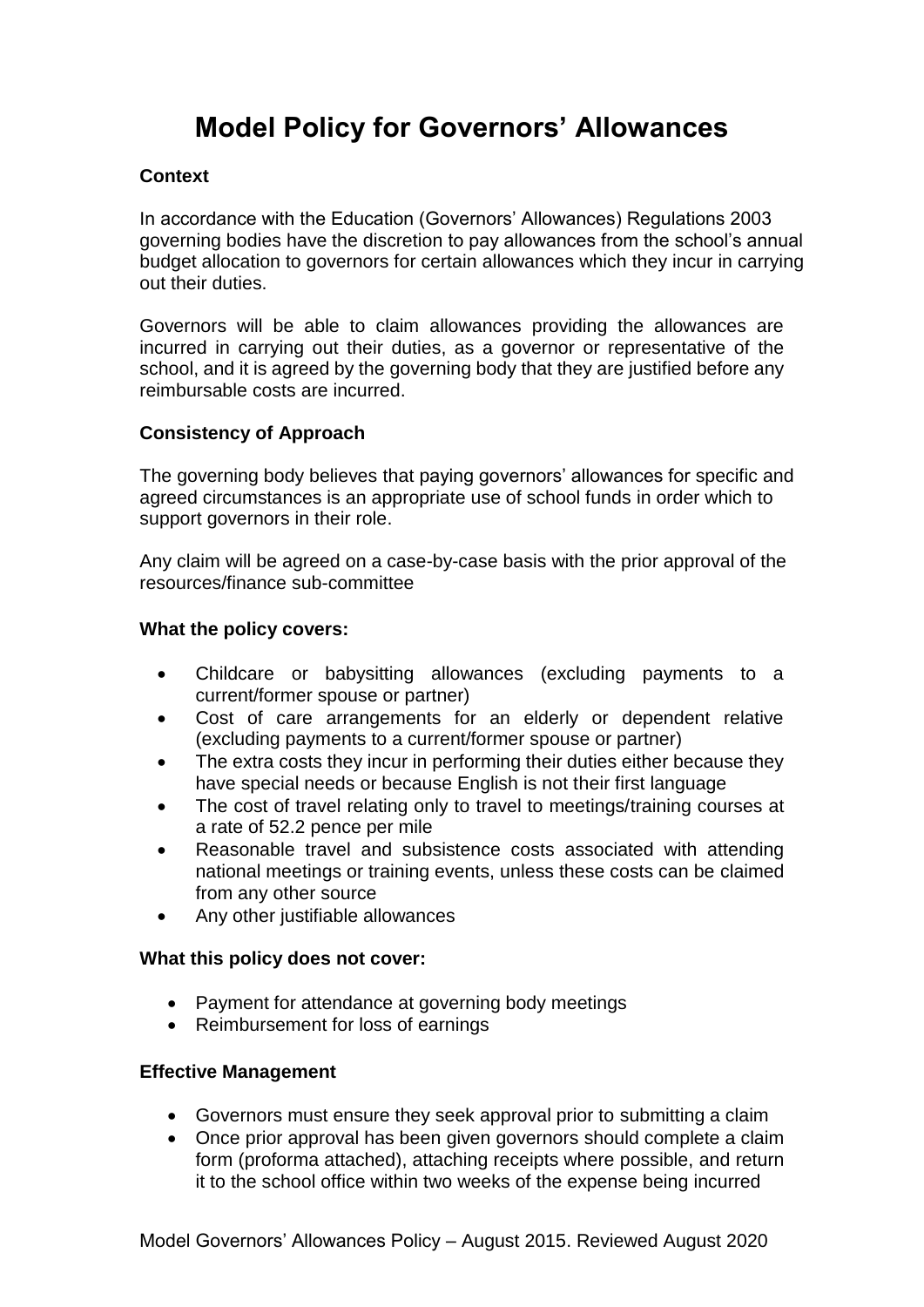# Model Policy for Governors' Allowances

**Context**

In accordance with the Education (Governors' Allowances) Regulations 2003 governing bodies have the discretion to pay allowances from the school's annual budget allocation to governors for certain allowances which they incur in carrying out their duties.

Governors will be able to claim allowances providing the allowances are incurred in carrying out their duties, as a governor or representative of the school, and it is agreed by the governing body that they are justified before any reimbursable costs are incurred.

**Consistency of Approach**

The governing body believes that paying governors' allowances for specific and agreed circumstances is an appropriate use of school funds in order which to support governors in their role.

Any claim will be agreed on a case-by-case basis with the prior approval of the resources/finance sub-committee

**What the policy covers:**

- Childcare or babysitting allowances (excluding payments to a current/former spouse or partner)
- Cost of care arrangements for an elderly or dependent relative (excluding payments to a current/former spouse or partner)
- The extra costs they incur in performing their duties either because they have special needs or because English is not their first language
- The cost of travel relating only to travel to meetings/training courses at a rate of 52.2 pence per mile
- Reasonable travel and subsistence costs associated with attending national meetings or training events, unless these costs can be claimed from any other source
- Any other justifiable allowances

**What this policy does not cover:**

- Payment for attendance at governing body meetings
- Reimbursement for loss of earnings

**Effective Management**

- Governors must ensure they seek approval prior to submitting a claim
- Once prior approval has been given governors should complete a claim form (proforma attached), attaching receipts where possible, and return it to the school office within two weeks of the expense being incurred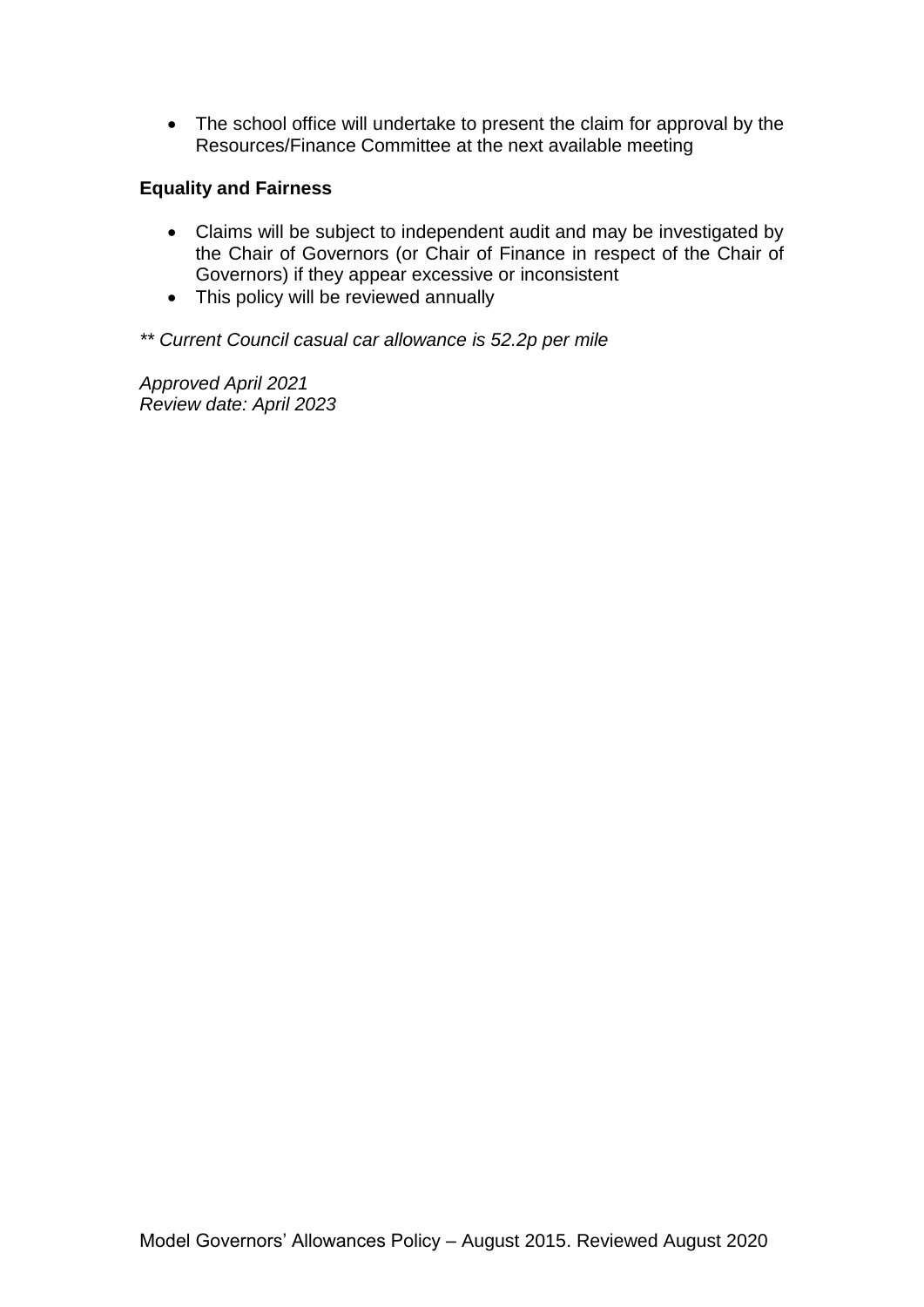- The school office will undertake to present the claim for approval by the Resources/Finance Committee at the next available meeting

**Equality and Fairness**

- Claims will be subject to independent audit and may be investigated by the Chair of Governors (or Chair of Finance in respect of the Chair of Governors) if they appear excessive or inconsistent
- This policy will be reviewed annually

*** Current Council casual car allowance is 52.2p per mile*

*Approved April 2021*
*Review date: April 2023*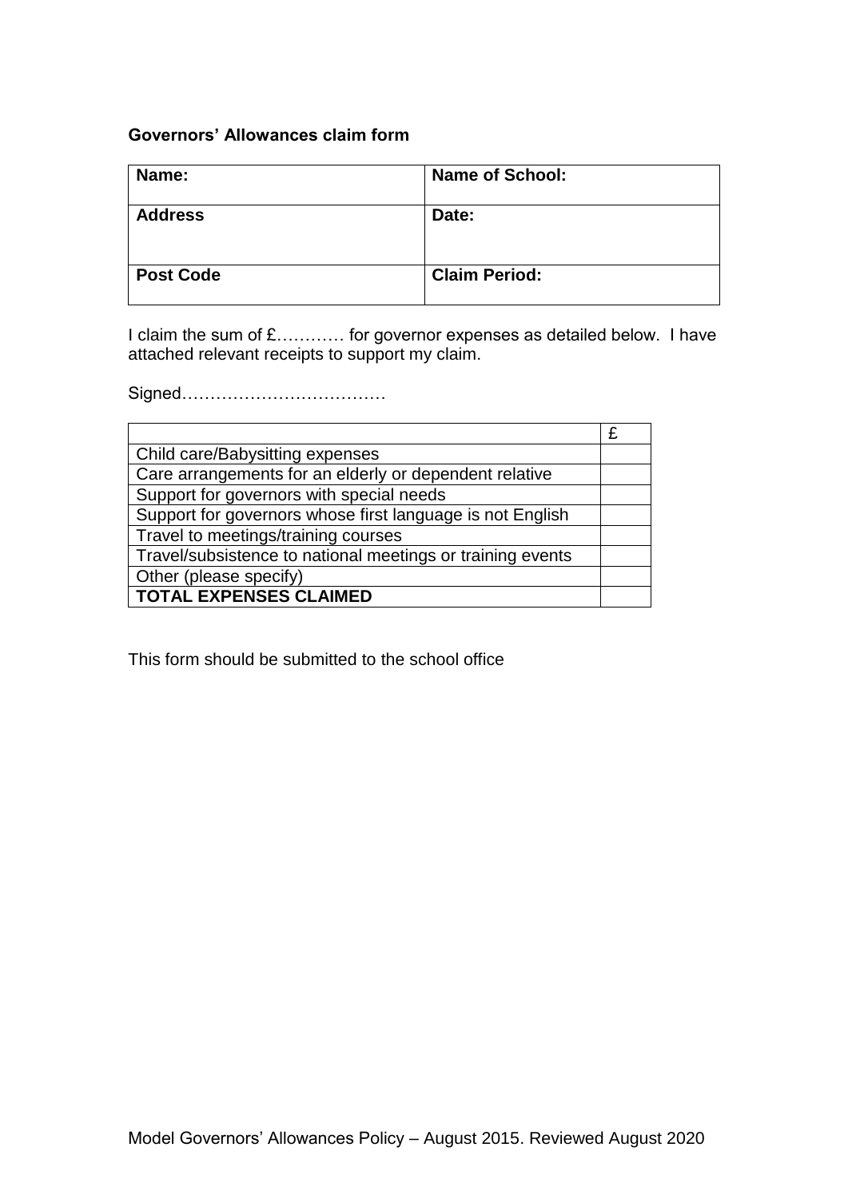**Governors' Allowances claim form**

| | |
|---|---|
| **Name:** | **Name of School:** |
| **Address** | **Date:** |
| **Post Code** | **Claim Period:** |

I claim the sum of £………… for governor expenses as detailed below. I have attached relevant receipts to support my claim.

Signed………………………………

| | £ |
|---|---|
| Child care/Babysitting expenses | |
| Care arrangements for an elderly or dependent relative | |
| Support for governors with special needs | |
| Support for governors whose first language is not English | |
| Travel to meetings/training courses | |
| Travel/subsistence to national meetings or training events | |
| Other (please specify) | |
| **TOTAL EXPENSES CLAIMED** | |

This form should be submitted to the school office